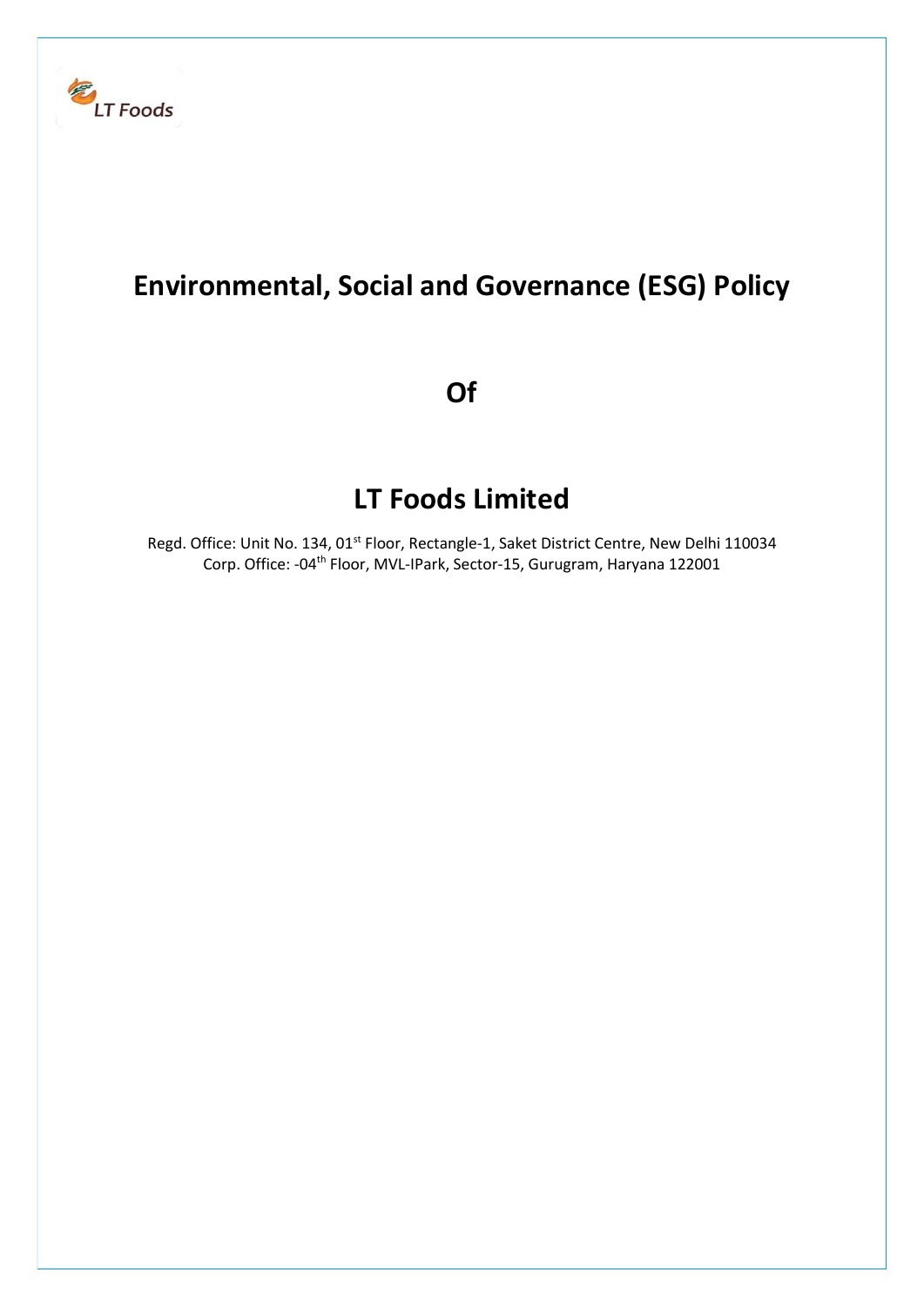LT Foods

# Environmental, Social and Governance (ESG) Policy

# Of

# LT Foods Limited

Regd. Office: Unit No. 134, 01st Floor, Rectangle-1, Saket District Centre, New Delhi 110034
Corp. Office: -04th Floor, MVL-IPark, Sector-15, Gurugram, Haryana 122001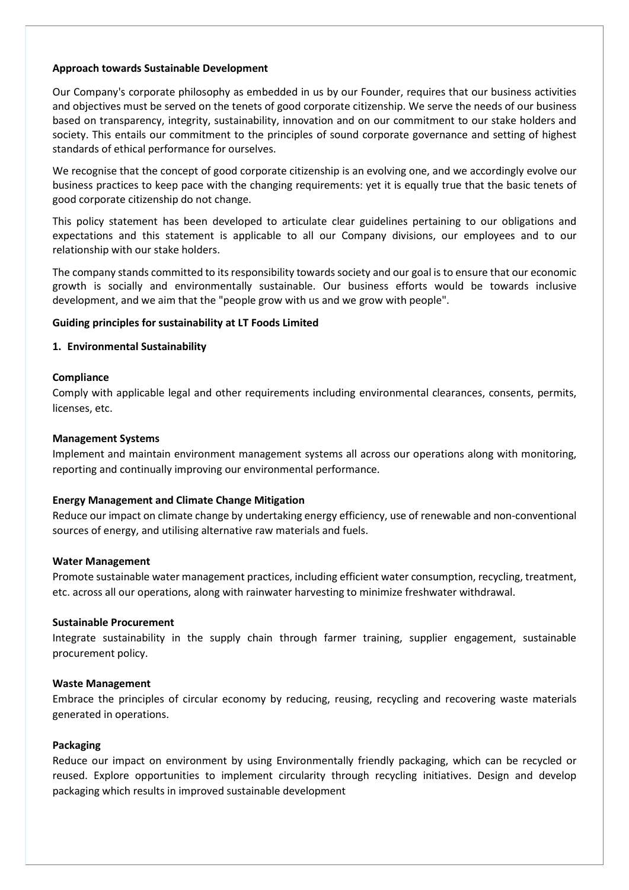**Approach towards Sustainable Development**

Our Company's corporate philosophy as embedded in us by our Founder, requires that our business activities and objectives must be served on the tenets of good corporate citizenship. We serve the needs of our business based on transparency, integrity, sustainability, innovation and on our commitment to our stake holders and society. This entails our commitment to the principles of sound corporate governance and setting of highest standards of ethical performance for ourselves.

We recognise that the concept of good corporate citizenship is an evolving one, and we accordingly evolve our business practices to keep pace with the changing requirements: yet it is equally true that the basic tenets of good corporate citizenship do not change.

This policy statement has been developed to articulate clear guidelines pertaining to our obligations and expectations and this statement is applicable to all our Company divisions, our employees and to our relationship with our stake holders.

The company stands committed to its responsibility towards society and our goal is to ensure that our economic growth is socially and environmentally sustainable. Our business efforts would be towards inclusive development, and we aim that the "people grow with us and we grow with people".

**Guiding principles for sustainability at LT Foods Limited**

**1. Environmental Sustainability**

**Compliance**
Comply with applicable legal and other requirements including environmental clearances, consents, permits, licenses, etc.

**Management Systems**
Implement and maintain environment management systems all across our operations along with monitoring, reporting and continually improving our environmental performance.

**Energy Management and Climate Change Mitigation**
Reduce our impact on climate change by undertaking energy efficiency, use of renewable and non-conventional sources of energy, and utilising alternative raw materials and fuels.

**Water Management**
Promote sustainable water management practices, including efficient water consumption, recycling, treatment, etc. across all our operations, along with rainwater harvesting to minimize freshwater withdrawal.

**Sustainable Procurement**
Integrate sustainability in the supply chain through farmer training, supplier engagement, sustainable procurement policy.

**Waste Management**
Embrace the principles of circular economy by reducing, reusing, recycling and recovering waste materials generated in operations.

**Packaging**
Reduce our impact on environment by using Environmentally friendly packaging, which can be recycled or reused. Explore opportunities to implement circularity through recycling initiatives. Design and develop packaging which results in improved sustainable development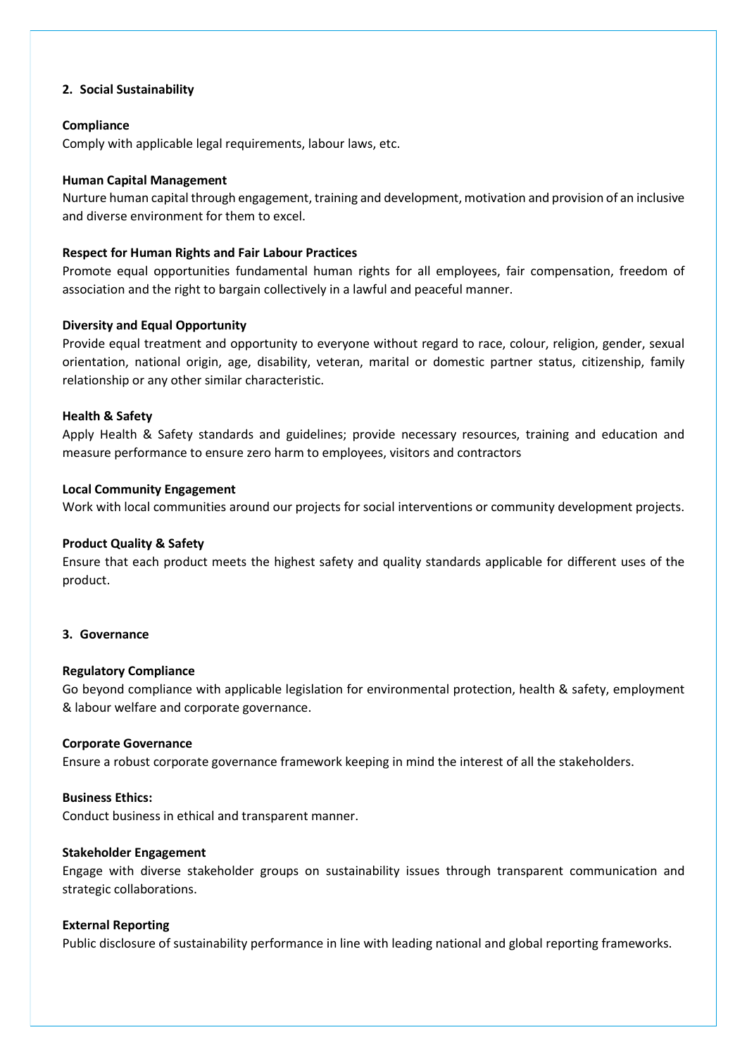## 2. Social Sustainability

**Compliance**

Comply with applicable legal requirements, labour laws, etc.

**Human Capital Management**

Nurture human capital through engagement, training and development, motivation and provision of an inclusive and diverse environment for them to excel.

**Respect for Human Rights and Fair Labour Practices**

Promote equal opportunities fundamental human rights for all employees, fair compensation, freedom of association and the right to bargain collectively in a lawful and peaceful manner.

**Diversity and Equal Opportunity**

Provide equal treatment and opportunity to everyone without regard to race, colour, religion, gender, sexual orientation, national origin, age, disability, veteran, marital or domestic partner status, citizenship, family relationship or any other similar characteristic.

**Health & Safety**

Apply Health & Safety standards and guidelines; provide necessary resources, training and education and measure performance to ensure zero harm to employees, visitors and contractors

**Local Community Engagement**

Work with local communities around our projects for social interventions or community development projects.

**Product Quality & Safety**

Ensure that each product meets the highest safety and quality standards applicable for different uses of the product.

## 3. Governance

**Regulatory Compliance**

Go beyond compliance with applicable legislation for environmental protection, health & safety, employment & labour welfare and corporate governance.

**Corporate Governance**

Ensure a robust corporate governance framework keeping in mind the interest of all the stakeholders.

**Business Ethics:**

Conduct business in ethical and transparent manner.

**Stakeholder Engagement**

Engage with diverse stakeholder groups on sustainability issues through transparent communication and strategic collaborations.

**External Reporting**

Public disclosure of sustainability performance in line with leading national and global reporting frameworks.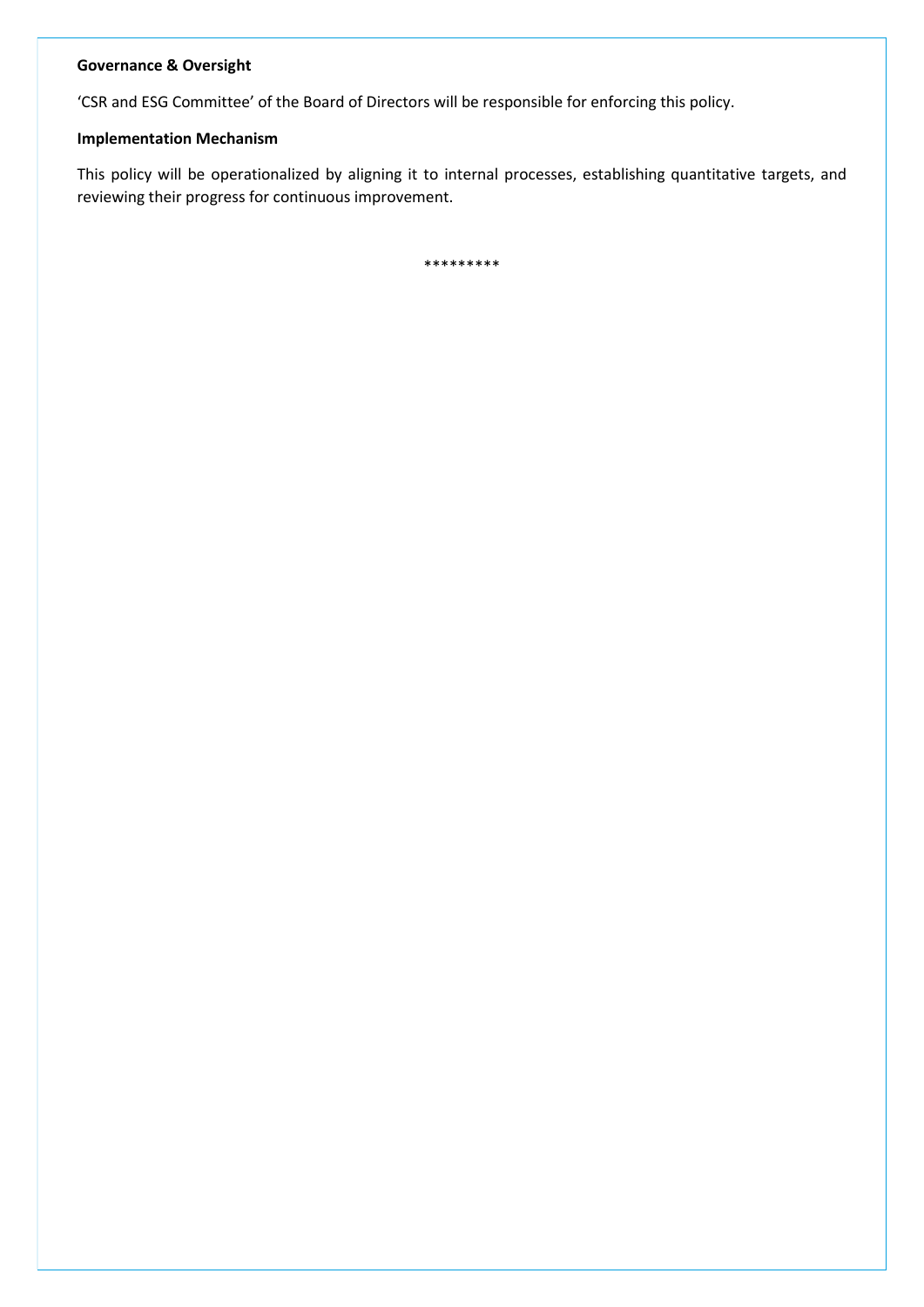**Governance & Oversight**

'CSR and ESG Committee' of the Board of Directors will be responsible for enforcing this policy.

**Implementation Mechanism**

This policy will be operationalized by aligning it to internal processes, establishing quantitative targets, and reviewing their progress for continuous improvement.

*********